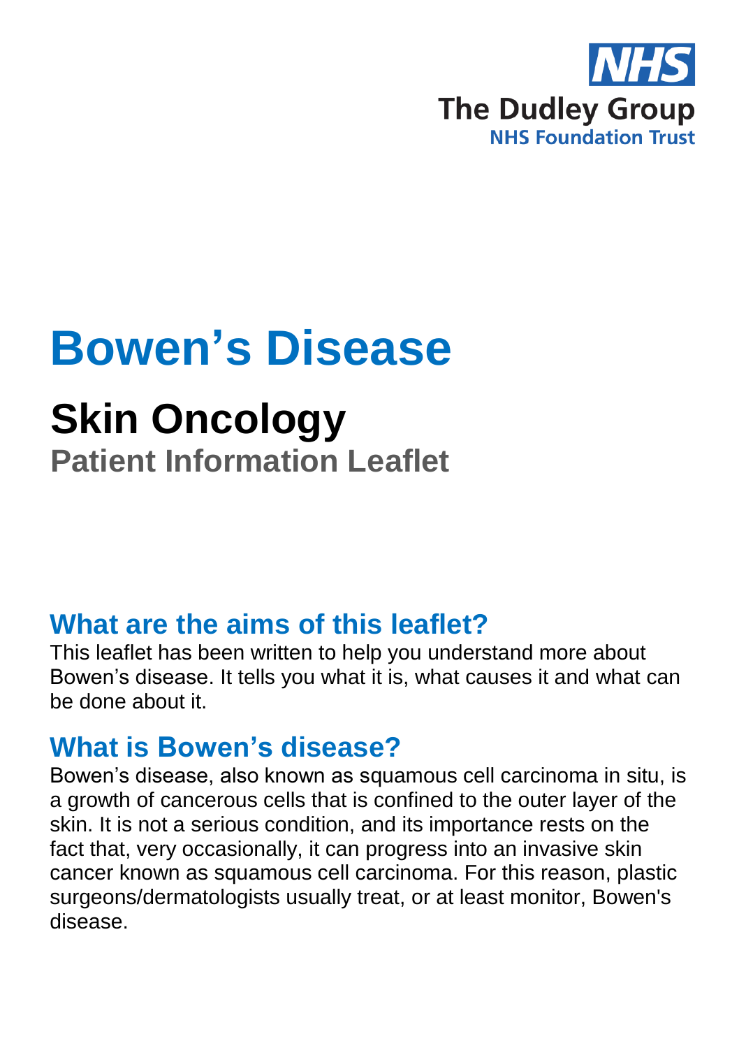NHS
The Dudley Group
NHS Foundation Trust

# Bowen's Disease

## Skin Oncology

### Patient Information Leaflet

## What are the aims of this leaflet?

This leaflet has been written to help you understand more about Bowen's disease. It tells you what it is, what causes it and what can be done about it.

## What is Bowen's disease?

Bowen's disease, also known as squamous cell carcinoma in situ, is a growth of cancerous cells that is confined to the outer layer of the skin. It is not a serious condition, and its importance rests on the fact that, very occasionally, it can progress into an invasive skin cancer known as squamous cell carcinoma. For this reason, plastic surgeons/dermatologists usually treat, or at least monitor, Bowen's disease.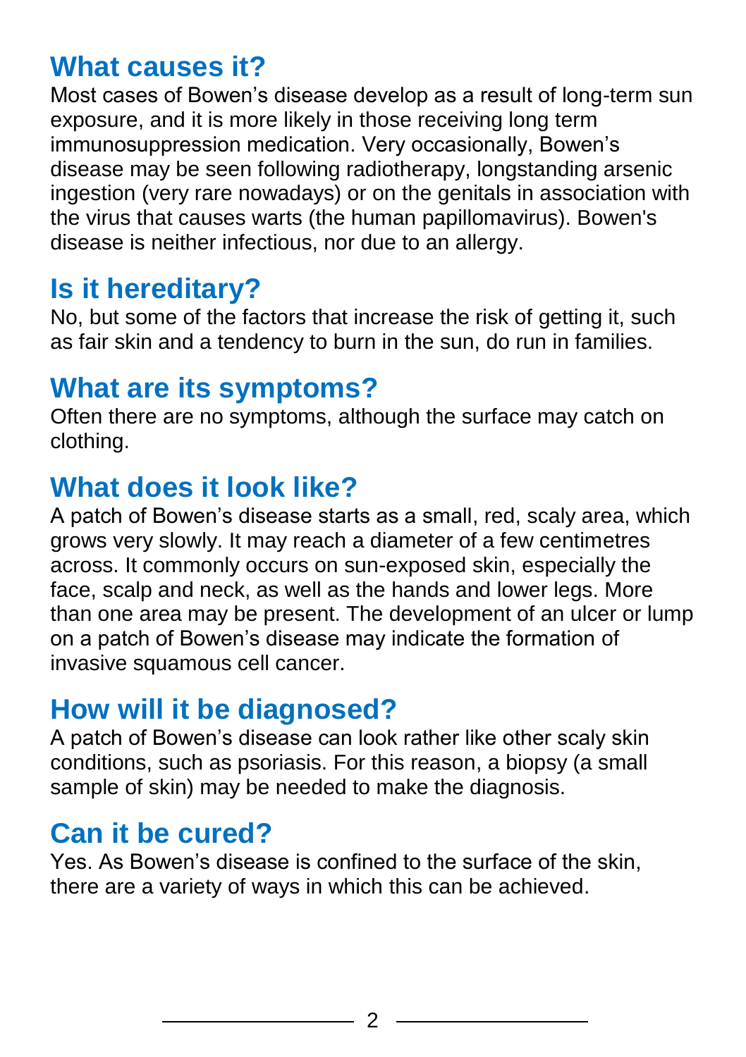## What causes it?

Most cases of Bowen’s disease develop as a result of long-term sun exposure, and it is more likely in those receiving long term immunosuppression medication. Very occasionally, Bowen’s disease may be seen following radiotherapy, longstanding arsenic ingestion (very rare nowadays) or on the genitals in association with the virus that causes warts (the human papillomavirus). Bowen's disease is neither infectious, nor due to an allergy.

## Is it hereditary?

No, but some of the factors that increase the risk of getting it, such as fair skin and a tendency to burn in the sun, do run in families.

## What are its symptoms?

Often there are no symptoms, although the surface may catch on clothing.

## What does it look like?

A patch of Bowen’s disease starts as a small, red, scaly area, which grows very slowly. It may reach a diameter of a few centimetres across. It commonly occurs on sun-exposed skin, especially the face, scalp and neck, as well as the hands and lower legs. More than one area may be present. The development of an ulcer or lump on a patch of Bowen’s disease may indicate the formation of invasive squamous cell cancer.

## How will it be diagnosed?

A patch of Bowen’s disease can look rather like other scaly skin conditions, such as psoriasis. For this reason, a biopsy (a small sample of skin) may be needed to make the diagnosis.

## Can it be cured?

Yes. As Bowen’s disease is confined to the surface of the skin, there are a variety of ways in which this can be achieved.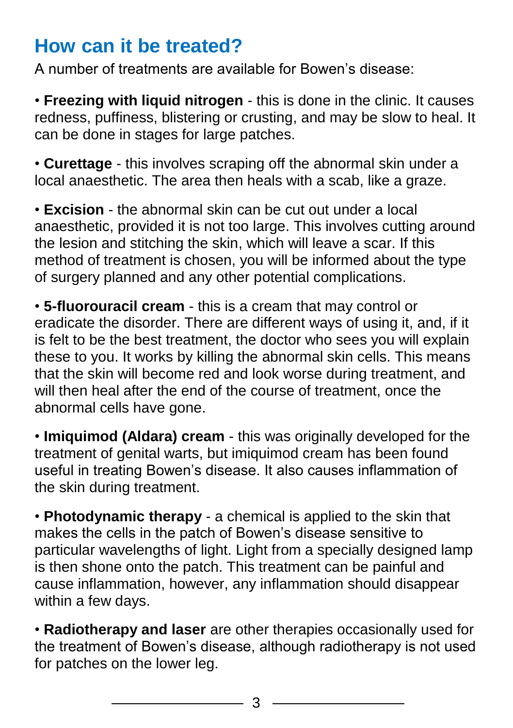## How can it be treated?

A number of treatments are available for Bowen's disease:

- **Freezing with liquid nitrogen** - this is done in the clinic. It causes redness, puffiness, blistering or crusting, and may be slow to heal. It can be done in stages for large patches.

- **Curettage** - this involves scraping off the abnormal skin under a local anaesthetic. The area then heals with a scab, like a graze.

- **Excision** - the abnormal skin can be cut out under a local anaesthetic, provided it is not too large. This involves cutting around the lesion and stitching the skin, which will leave a scar. If this method of treatment is chosen, you will be informed about the type of surgery planned and any other potential complications.

- **5-fluorouracil cream** - this is a cream that may control or eradicate the disorder. There are different ways of using it, and, if it is felt to be the best treatment, the doctor who sees you will explain these to you. It works by killing the abnormal skin cells. This means that the skin will become red and look worse during treatment, and will then heal after the end of the course of treatment, once the abnormal cells have gone.

- **Imiquimod (Aldara) cream** - this was originally developed for the treatment of genital warts, but imiquimod cream has been found useful in treating Bowen's disease. It also causes inflammation of the skin during treatment.

- **Photodynamic therapy** - a chemical is applied to the skin that makes the cells in the patch of Bowen's disease sensitive to particular wavelengths of light. Light from a specially designed lamp is then shone onto the patch. This treatment can be painful and cause inflammation, however, any inflammation should disappear within a few days.

- **Radiotherapy and laser** are other therapies occasionally used for the treatment of Bowen's disease, although radiotherapy is not used for patches on the lower leg.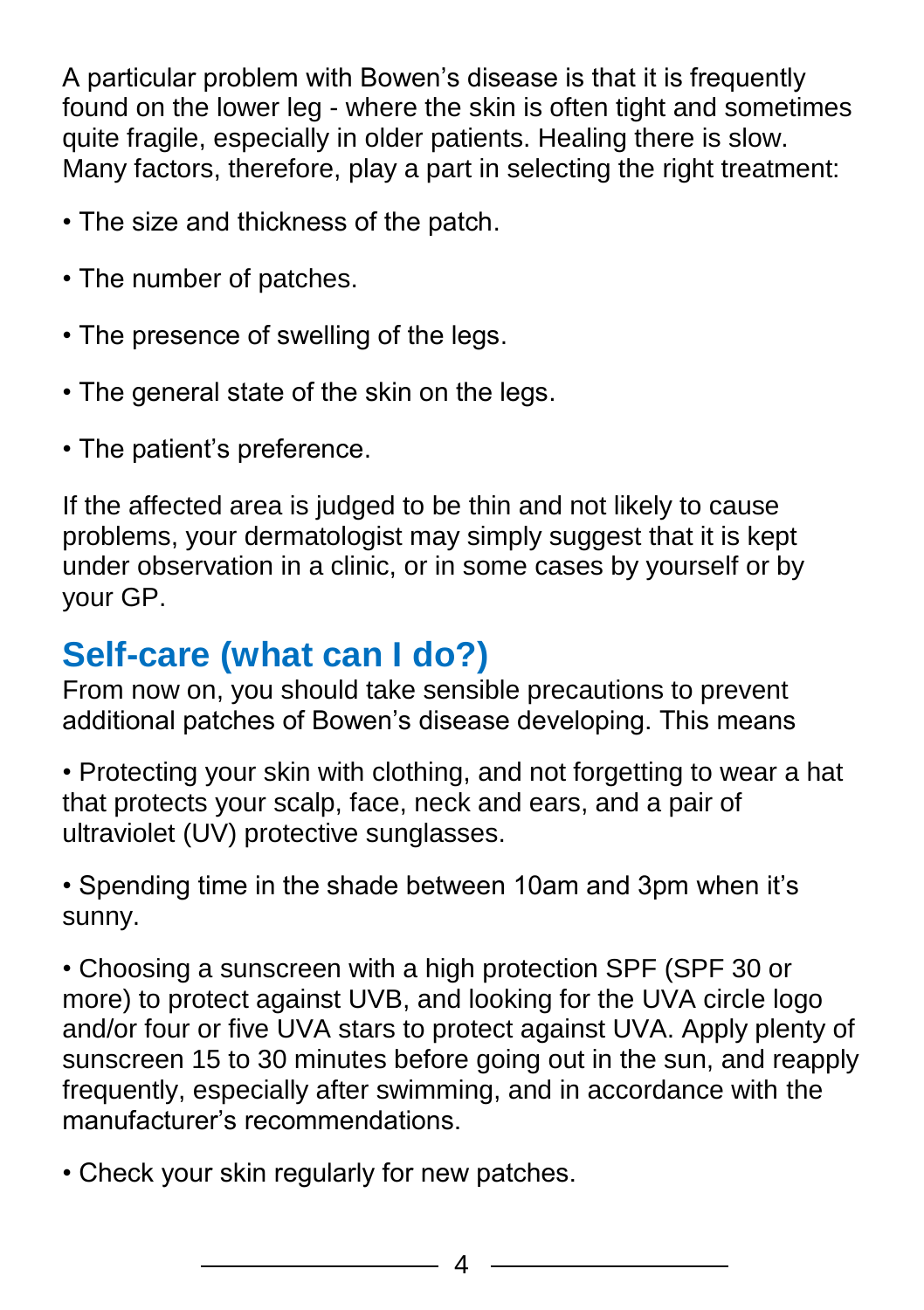A particular problem with Bowen's disease is that it is frequently found on the lower leg - where the skin is often tight and sometimes quite fragile, especially in older patients. Healing there is slow. Many factors, therefore, play a part in selecting the right treatment:

- The size and thickness of the patch.
- The number of patches.
- The presence of swelling of the legs.
- The general state of the skin on the legs.
- The patient's preference.

If the affected area is judged to be thin and not likely to cause problems, your dermatologist may simply suggest that it is kept under observation in a clinic, or in some cases by yourself or by your GP.

## Self-care (what can I do?)

From now on, you should take sensible precautions to prevent additional patches of Bowen's disease developing. This means

- Protecting your skin with clothing, and not forgetting to wear a hat that protects your scalp, face, neck and ears, and a pair of ultraviolet (UV) protective sunglasses.
- Spending time in the shade between 10am and 3pm when it's sunny.
- Choosing a sunscreen with a high protection SPF (SPF 30 or more) to protect against UVB, and looking for the UVA circle logo and/or four or five UVA stars to protect against UVA. Apply plenty of sunscreen 15 to 30 minutes before going out in the sun, and reapply frequently, especially after swimming, and in accordance with the manufacturer's recommendations.
- Check your skin regularly for new patches.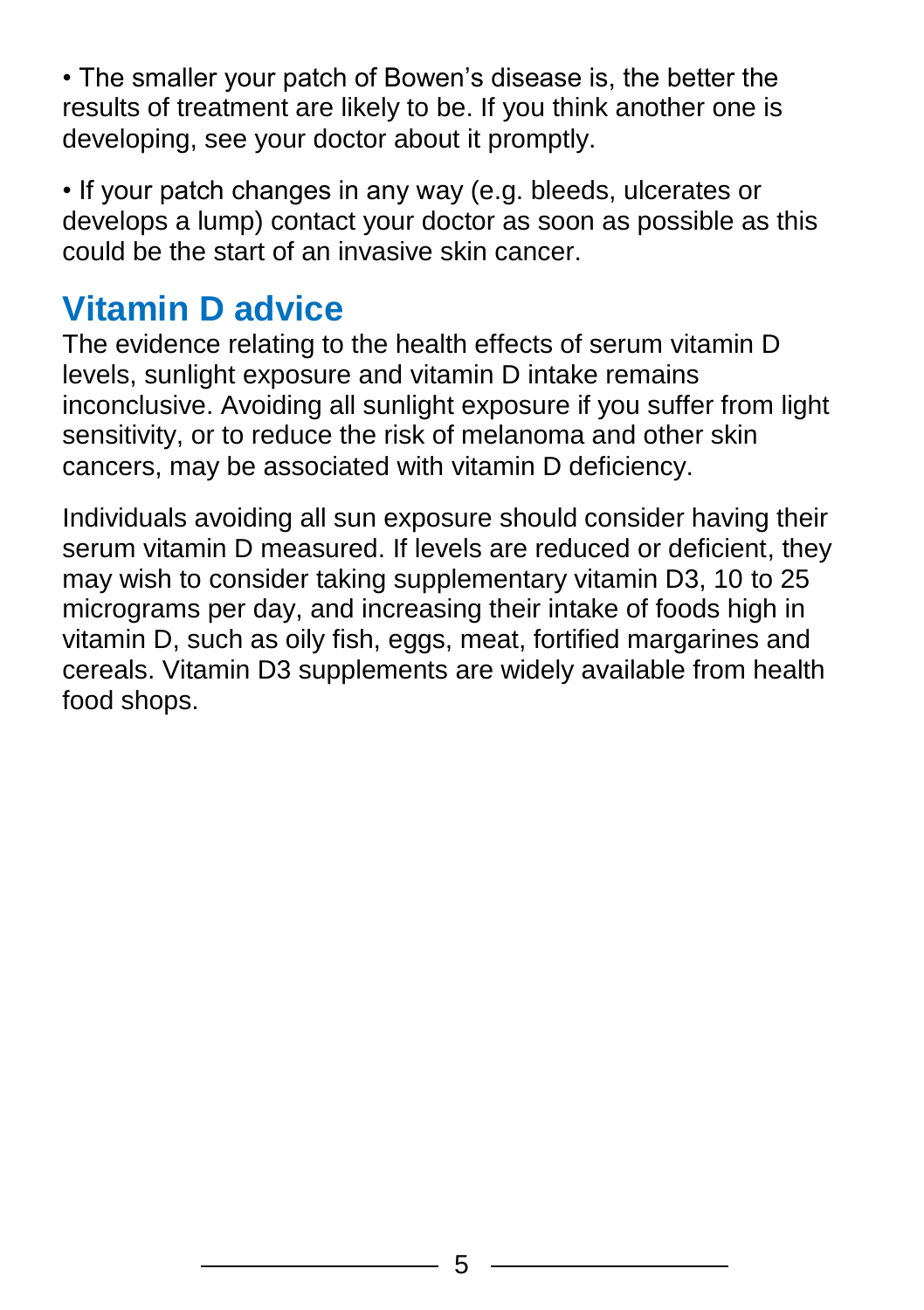- The smaller your patch of Bowen's disease is, the better the results of treatment are likely to be. If you think another one is developing, see your doctor about it promptly.

- If your patch changes in any way (e.g. bleeds, ulcerates or develops a lump) contact your doctor as soon as possible as this could be the start of an invasive skin cancer.

## Vitamin D advice

The evidence relating to the health effects of serum vitamin D levels, sunlight exposure and vitamin D intake remains inconclusive. Avoiding all sunlight exposure if you suffer from light sensitivity, or to reduce the risk of melanoma and other skin cancers, may be associated with vitamin D deficiency.

Individuals avoiding all sun exposure should consider having their serum vitamin D measured. If levels are reduced or deficient, they may wish to consider taking supplementary vitamin D3, 10 to 25 micrograms per day, and increasing their intake of foods high in vitamin D, such as oily fish, eggs, meat, fortified margarines and cereals. Vitamin D3 supplements are widely available from health food shops.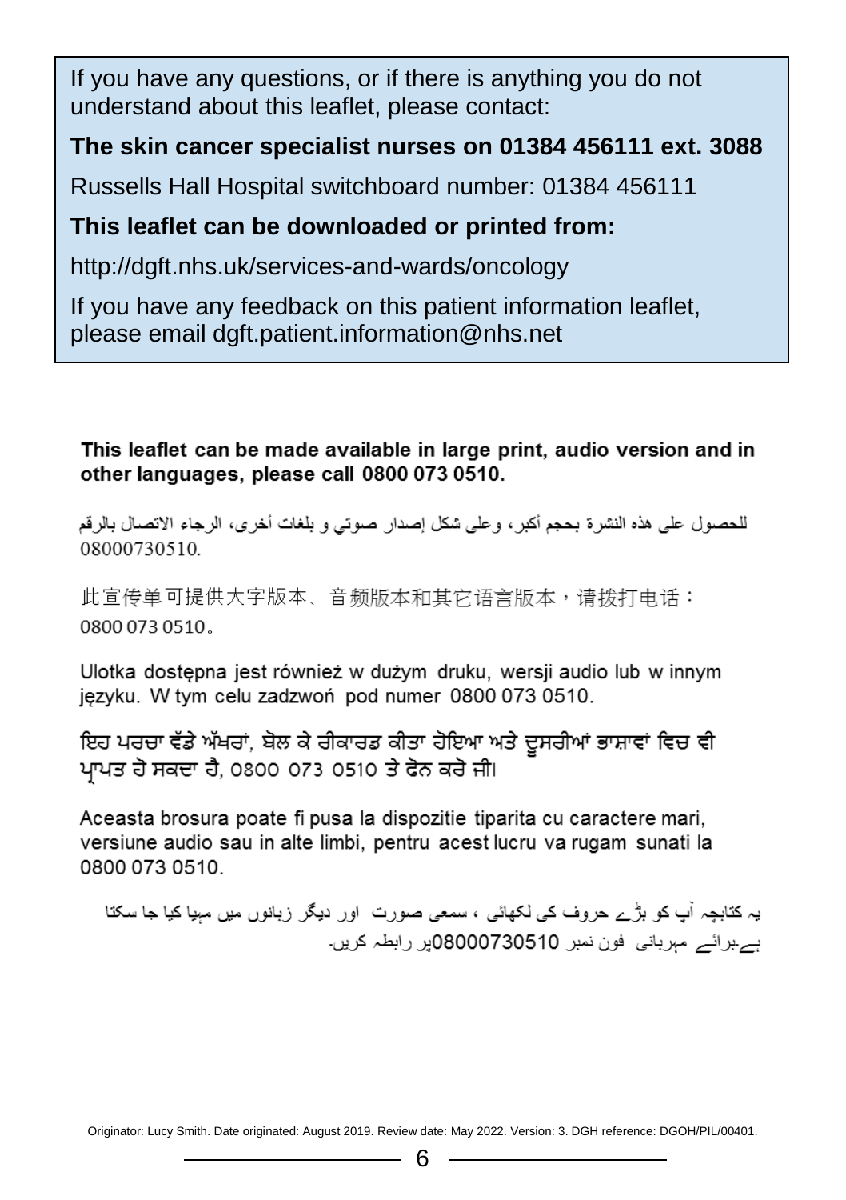If you have any questions, or if there is anything you do not understand about this leaflet, please contact:

**The skin cancer specialist nurses on 01384 456111 ext. 3088**

Russells Hall Hospital switchboard number: 01384 456111

**This leaflet can be downloaded or printed from:**

http://dgft.nhs.uk/services-and-wards/oncology

If you have any feedback on this patient information leaflet, please email dgft.patient.information@nhs.net

**This leaflet can be made available in large print, audio version and in other languages, please call 0800 073 0510.**

للحصول على هذه النشرة بحجم أكبر، وعلى شكل إصدار صوتي و بلغات أخرى، الرجاء الاتصال بالرقم 08000730510.

此宣传单可提供大字版本、音频版本和其它语言版本，请拨打电话：0800 073 0510。

Ulotka dostępna jest również w dużym druku, wersji audio lub w innym języku. W tym celu zadzwoń pod numer 0800 073 0510.

ਇਹ ਪਰਚਾ ਵੱਡੇ ਅੱਖਰਾਂ, ਬੋਲ ਕੇ ਰੀਕਾਰਡ ਕੀਤਾ ਹੋਇਆ ਅਤੇ ਦੂਸਰੀਆਂ ਭਾਸ਼ਾਵਾਂ ਵਿਚ ਵੀ ਪ੍ਰਾਪਤ ਹੋ ਸਕਦਾ ਹੈ, 0800 073 0510 ਤੇ ਫੋਨ ਕਰੋ ਜੀ।

Aceasta brosura poate fi pusa la dispozitie tiparita cu caractere mari, versiune audio sau in alte limbi, pentru acest lucru va rugam sunati la 0800 073 0510.

یہ کتابچہ آپ کو بڑے حروف کی لکھائی ، سمعی صورت اور دیگر زبانوں میں مہیا کیا جا سکتا ہے۔برائے مہربانی فون نمبر 08000730510پر رابطہ کریں۔

Originator: Lucy Smith. Date originated: August 2019. Review date: May 2022. Version: 3. DGH reference: DGOH/PIL/00401.